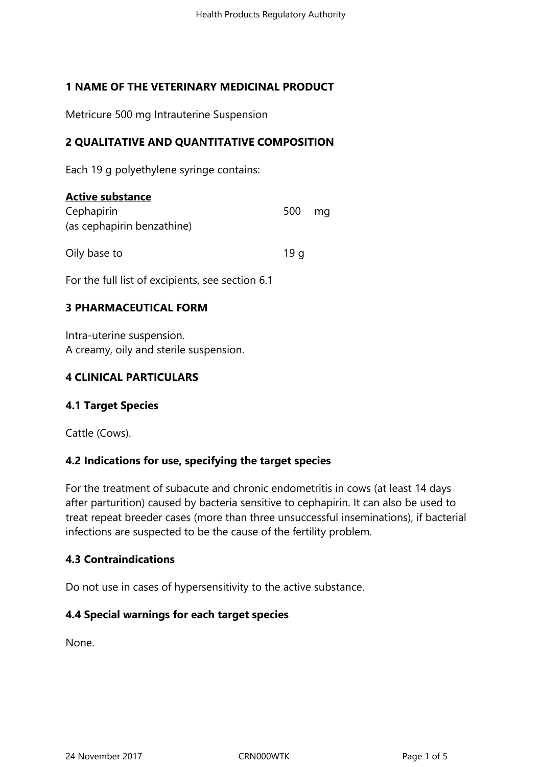## 1 NAME OF THE VETERINARY MEDICINAL PRODUCT

Metricure 500 mg Intrauterine Suspension

## 2 QUALITATIVE AND QUANTITATIVE COMPOSITION

Each 19 g polyethylene syringe contains:

**Active substance**

| | |
|---|---|
| Cephapirin (as cephapirin benzathine) | 500 mg |
| Oily base to | 19 g |

For the full list of excipients, see section 6.1

## 3 PHARMACEUTICAL FORM

Intra-uterine suspension.
A creamy, oily and sterile suspension.

## 4 CLINICAL PARTICULARS

### 4.1 Target Species

Cattle (Cows).

### 4.2 Indications for use, specifying the target species

For the treatment of subacute and chronic endometritis in cows (at least 14 days after parturition) caused by bacteria sensitive to cephapirin. It can also be used to treat repeat breeder cases (more than three unsuccessful inseminations), if bacterial infections are suspected to be the cause of the fertility problem.

### 4.3 Contraindications

Do not use in cases of hypersensitivity to the active substance.

### 4.4 Special warnings for each target species

None.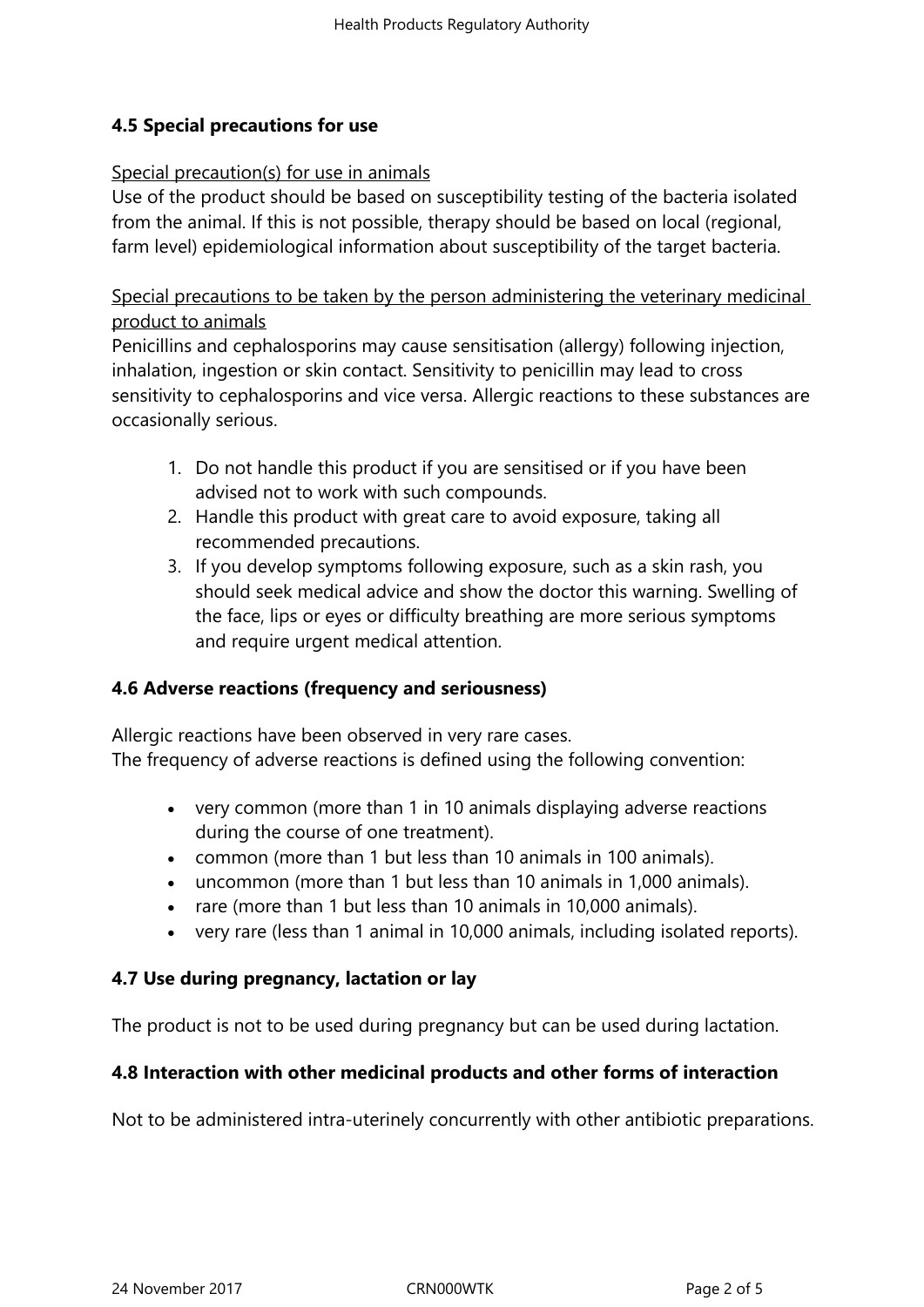## 4.5 Special precautions for use

Special precaution(s) for use in animals

Use of the product should be based on susceptibility testing of the bacteria isolated from the animal. If this is not possible, therapy should be based on local (regional, farm level) epidemiological information about susceptibility of the target bacteria.

Special precautions to be taken by the person administering the veterinary medicinal product to animals

Penicillins and cephalosporins may cause sensitisation (allergy) following injection, inhalation, ingestion or skin contact. Sensitivity to penicillin may lead to cross sensitivity to cephalosporins and vice versa. Allergic reactions to these substances are occasionally serious.

1. Do not handle this product if you are sensitised or if you have been advised not to work with such compounds.
2. Handle this product with great care to avoid exposure, taking all recommended precautions.
3. If you develop symptoms following exposure, such as a skin rash, you should seek medical advice and show the doctor this warning. Swelling of the face, lips or eyes or difficulty breathing are more serious symptoms and require urgent medical attention.

## 4.6 Adverse reactions (frequency and seriousness)

Allergic reactions have been observed in very rare cases.
The frequency of adverse reactions is defined using the following convention:

- very common (more than 1 in 10 animals displaying adverse reactions during the course of one treatment).
- common (more than 1 but less than 10 animals in 100 animals).
- uncommon (more than 1 but less than 10 animals in 1,000 animals).
- rare (more than 1 but less than 10 animals in 10,000 animals).
- very rare (less than 1 animal in 10,000 animals, including isolated reports).

## 4.7 Use during pregnancy, lactation or lay

The product is not to be used during pregnancy but can be used during lactation.

## 4.8 Interaction with other medicinal products and other forms of interaction

Not to be administered intra-uterinely concurrently with other antibiotic preparations.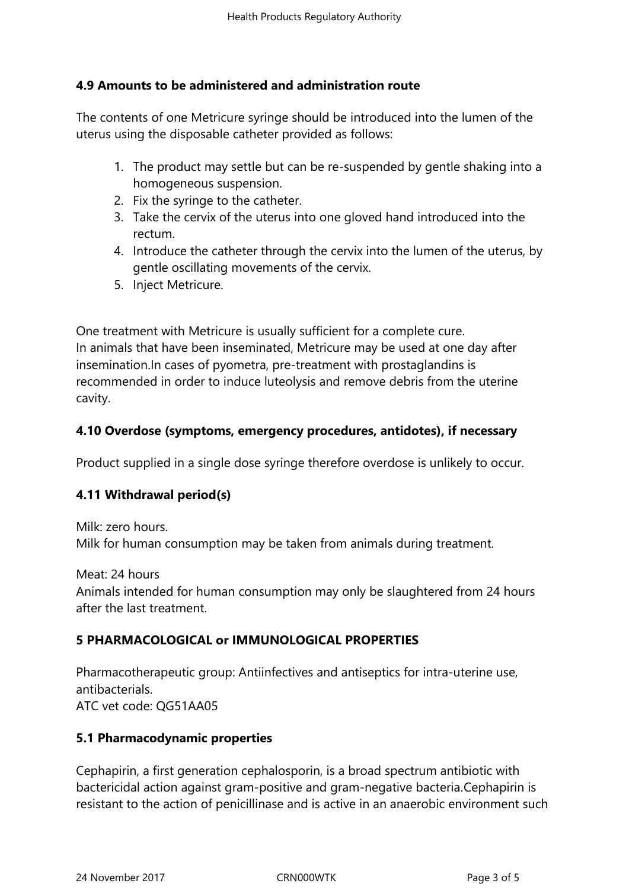## 4.9 Amounts to be administered and administration route

The contents of one Metricure syringe should be introduced into the lumen of the uterus using the disposable catheter provided as follows:

1. The product may settle but can be re-suspended by gentle shaking into a homogeneous suspension.
2. Fix the syringe to the catheter.
3. Take the cervix of the uterus into one gloved hand introduced into the rectum.
4. Introduce the catheter through the cervix into the lumen of the uterus, by gentle oscillating movements of the cervix.
5. Inject Metricure.

One treatment with Metricure is usually sufficient for a complete cure.
In animals that have been inseminated, Metricure may be used at one day after insemination.In cases of pyometra, pre-treatment with prostaglandins is recommended in order to induce luteolysis and remove debris from the uterine cavity.

## 4.10 Overdose (symptoms, emergency procedures, antidotes), if necessary

Product supplied in a single dose syringe therefore overdose is unlikely to occur.

## 4.11 Withdrawal period(s)

Milk: zero hours.
Milk for human consumption may be taken from animals during treatment.

Meat: 24 hours
Animals intended for human consumption may only be slaughtered from 24 hours after the last treatment.

# 5 PHARMACOLOGICAL or IMMUNOLOGICAL PROPERTIES

Pharmacotherapeutic group: Antiinfectives and antiseptics for intra-uterine use, antibacterials.
ATC vet code: QG51AA05

## 5.1 Pharmacodynamic properties

Cephapirin, a first generation cephalosporin, is a broad spectrum antibiotic with bactericidal action against gram-positive and gram-negative bacteria.Cephapirin is resistant to the action of penicillinase and is active in an anaerobic environment such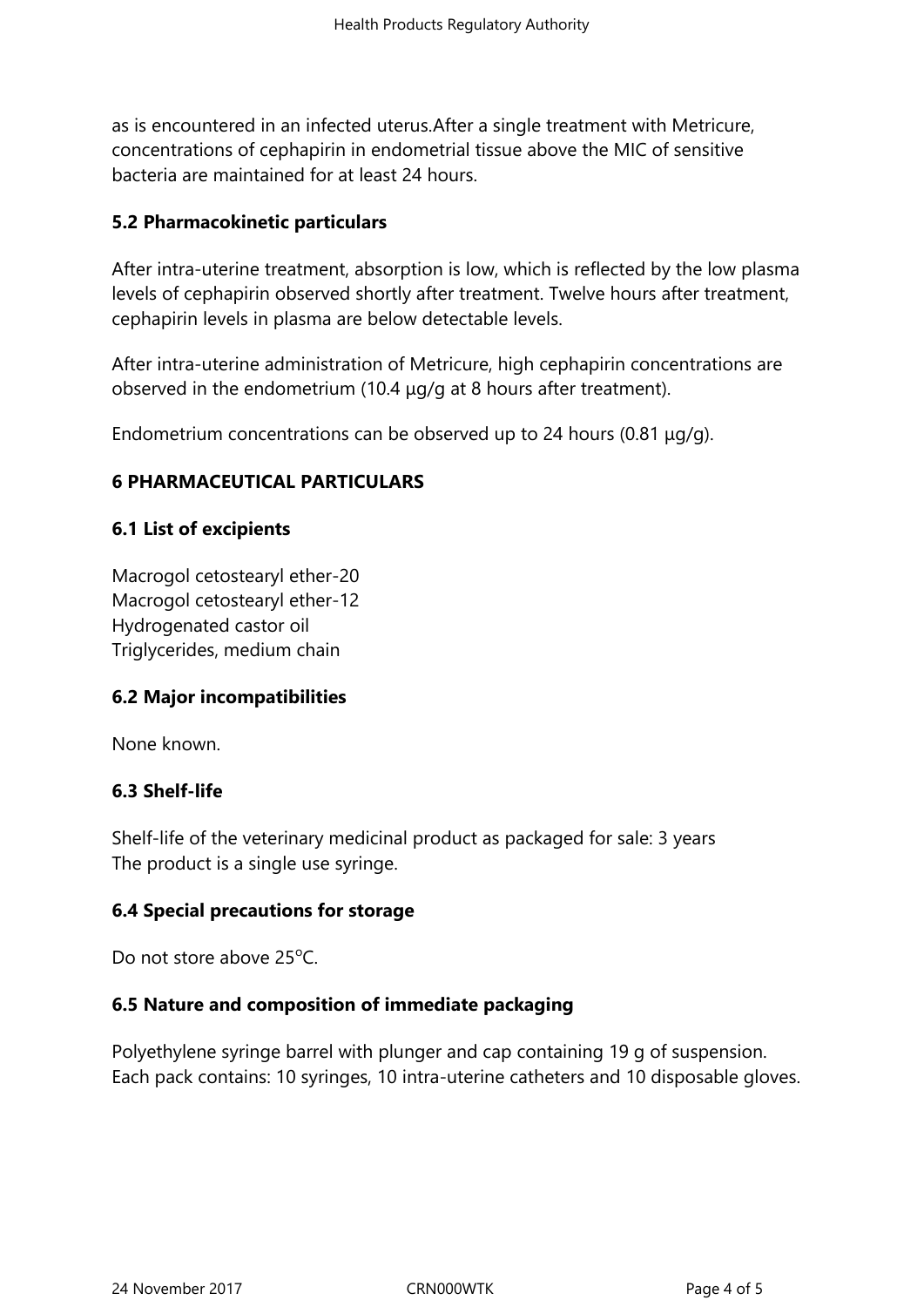as is encountered in an infected uterus.After a single treatment with Metricure, concentrations of cephapirin in endometrial tissue above the MIC of sensitive bacteria are maintained for at least 24 hours.

### 5.2 Pharmacokinetic particulars

After intra-uterine treatment, absorption is low, which is reflected by the low plasma levels of cephapirin observed shortly after treatment. Twelve hours after treatment, cephapirin levels in plasma are below detectable levels.

After intra-uterine administration of Metricure, high cephapirin concentrations are observed in the endometrium (10.4 µg/g at 8 hours after treatment).

Endometrium concentrations can be observed up to 24 hours (0.81 µg/g).

## 6 PHARMACEUTICAL PARTICULARS

### 6.1 List of excipients

Macrogol cetostearyl ether-20
Macrogol cetostearyl ether-12
Hydrogenated castor oil
Triglycerides, medium chain

### 6.2 Major incompatibilities

None known.

### 6.3 Shelf-life

Shelf-life of the veterinary medicinal product as packaged for sale: 3 years
The product is a single use syringe.

### 6.4 Special precautions for storage

Do not store above 25°C.

### 6.5 Nature and composition of immediate packaging

Polyethylene syringe barrel with plunger and cap containing 19 g of suspension.
Each pack contains: 10 syringes, 10 intra-uterine catheters and 10 disposable gloves.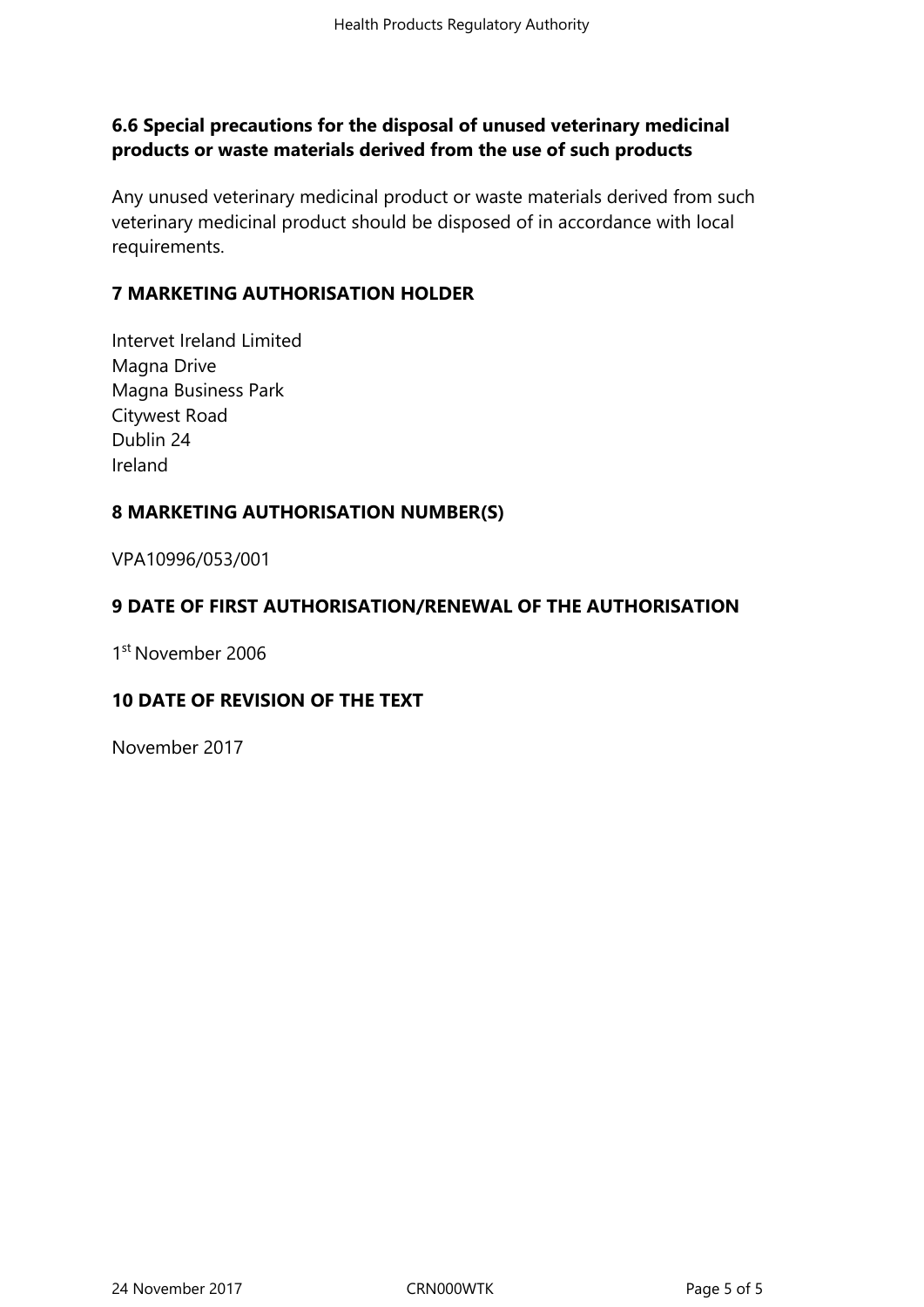### 6.6 Special precautions for the disposal of unused veterinary medicinal products or waste materials derived from the use of such products

Any unused veterinary medicinal product or waste materials derived from such veterinary medicinal product should be disposed of in accordance with local requirements.

## 7 MARKETING AUTHORISATION HOLDER

Intervet Ireland Limited
Magna Drive
Magna Business Park
Citywest Road
Dublin 24
Ireland

## 8 MARKETING AUTHORISATION NUMBER(S)

VPA10996/053/001

## 9 DATE OF FIRST AUTHORISATION/RENEWAL OF THE AUTHORISATION

1st November 2006

## 10 DATE OF REVISION OF THE TEXT

November 2017